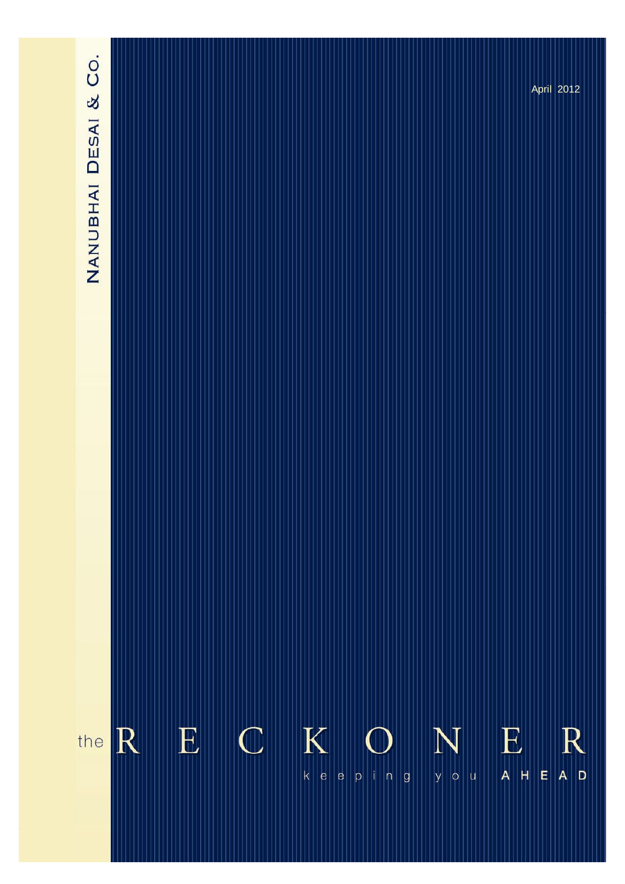NANUBHAI DESAI & CO.

April 2012

# the RECKONER

keeping you AHEAD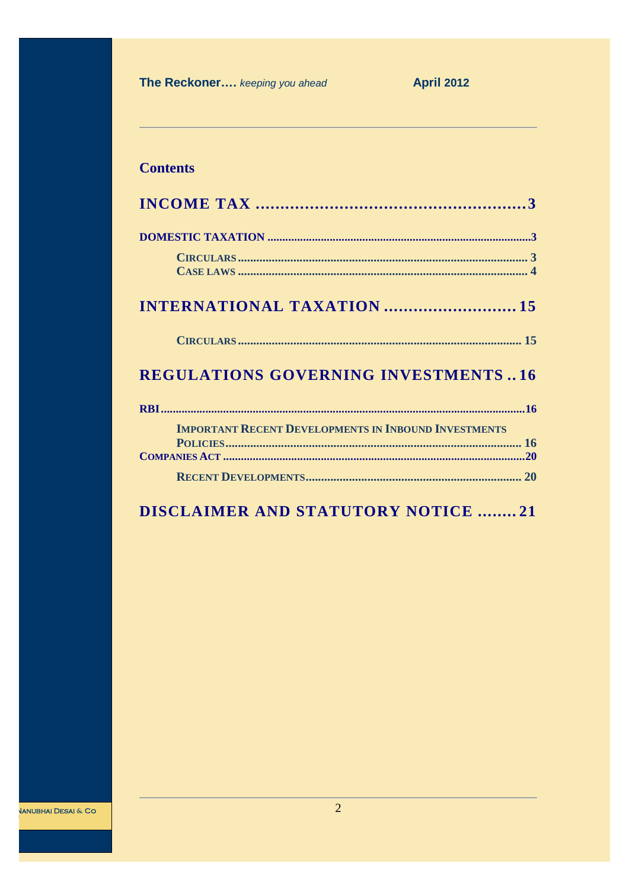## Contents

**INCOME TAX ........................................................3**

**DOMESTIC TAXATION ........................................................3**

- **CIRCULARS ........................................................ 3**
- **CASE LAWS ........................................................ 4**

**INTERNATIONAL TAXATION ........................... 15**

- **CIRCULARS ........................................................ 15**

**REGULATIONS GOVERNING INVESTMENTS .. 16**

**RBI ........................................................16**

- **IMPORTANT RECENT DEVELOPMENTS IN INBOUND INVESTMENTS POLICIES ........................................................ 16**

**COMPANIES ACT ........................................................20**

- **RECENT DEVELOPMENTS ........................................................ 20**

**DISCLAIMER AND STATUTORY NOTICE ........ 21**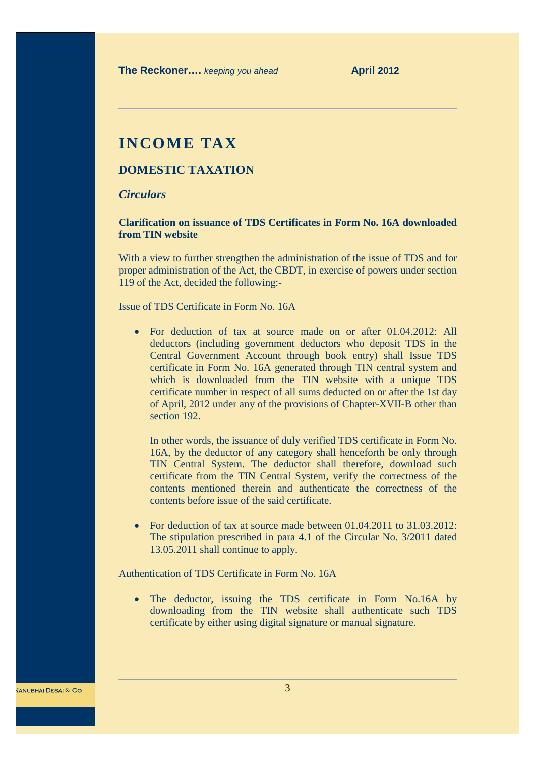# INCOME TAX

## DOMESTIC TAXATION

### *Circulars*

**Clarification on issuance of TDS Certificates in Form No. 16A downloaded from TIN website**

With a view to further strengthen the administration of the issue of TDS and for proper administration of the Act, the CBDT, in exercise of powers under section 119 of the Act, decided the following:-

Issue of TDS Certificate in Form No. 16A

- For deduction of tax at source made on or after 01.04.2012: All deductors (including government deductors who deposit TDS in the Central Government Account through book entry) shall Issue TDS certificate in Form No. 16A generated through TIN central system and which is downloaded from the TIN website with a unique TDS certificate number in respect of all sums deducted on or after the 1st day of April, 2012 under any of the provisions of Chapter-XVII-B other than section 192.

  In other words, the issuance of duly verified TDS certificate in Form No. 16A, by the deductor of any category shall henceforth be only through TIN Central System. The deductor shall therefore, download such certificate from the TIN Central System, verify the correctness of the contents mentioned therein and authenticate the correctness of the contents before issue of the said certificate.

- For deduction of tax at source made between 01.04.2011 to 31.03.2012: The stipulation prescribed in para 4.1 of the Circular No. 3/2011 dated 13.05.2011 shall continue to apply.

Authentication of TDS Certificate in Form No. 16A

- The deductor, issuing the TDS certificate in Form No.16A by downloading from the TIN website shall authenticate such TDS certificate by either using digital signature or manual signature.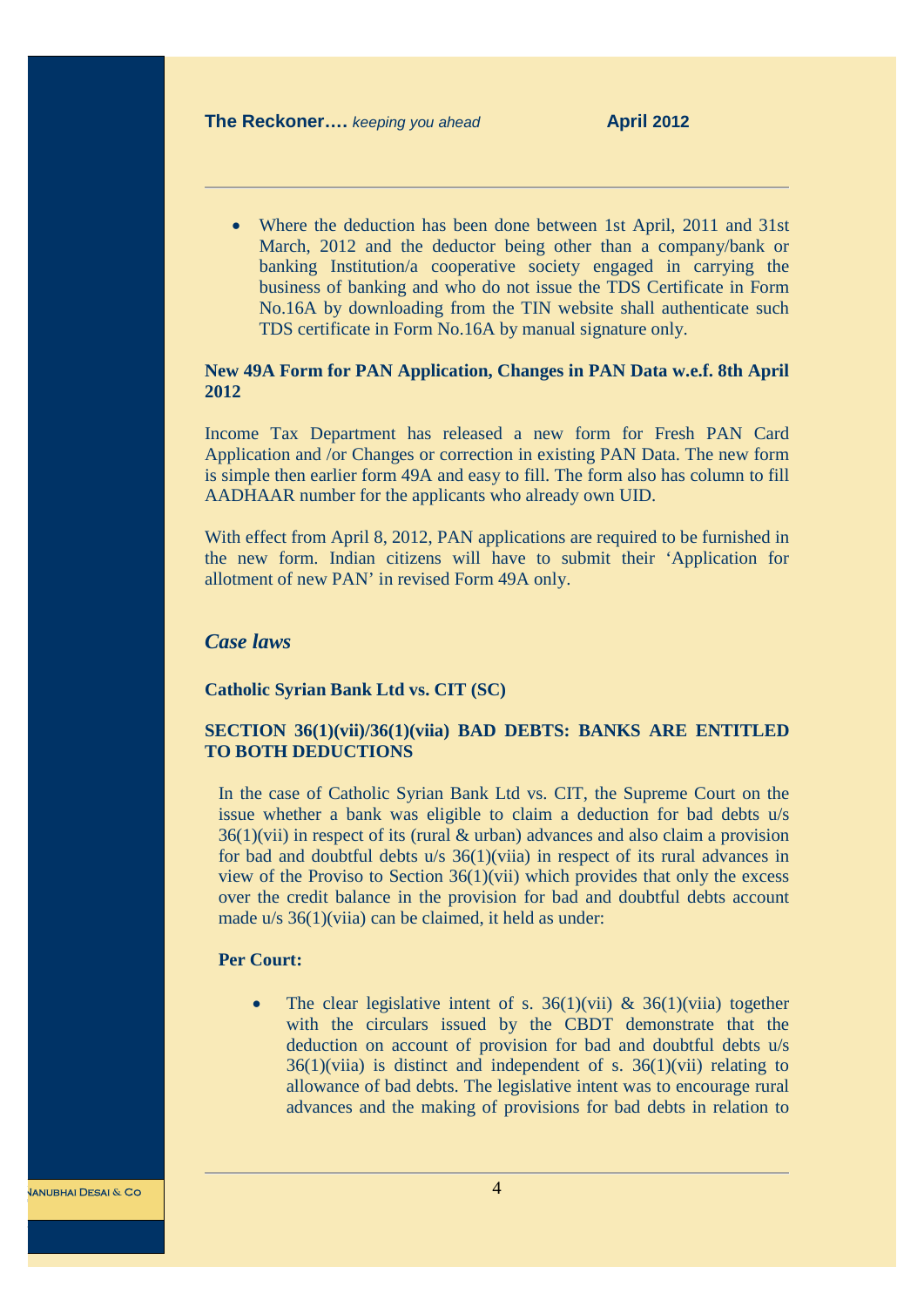- Where the deduction has been done between 1st April, 2011 and 31st March, 2012 and the deductor being other than a company/bank or banking Institution/a cooperative society engaged in carrying the business of banking and who do not issue the TDS Certificate in Form No.16A by downloading from the TIN website shall authenticate such TDS certificate in Form No.16A by manual signature only.

**New 49A Form for PAN Application, Changes in PAN Data w.e.f. 8th April 2012**

Income Tax Department has released a new form for Fresh PAN Card Application and /or Changes or correction in existing PAN Data. The new form is simple then earlier form 49A and easy to fill. The form also has column to fill AADHAAR number for the applicants who already own UID.

With effect from April 8, 2012, PAN applications are required to be furnished in the new form. Indian citizens will have to submit their 'Application for allotment of new PAN' in revised Form 49A only.

## *Case laws*

**Catholic Syrian Bank Ltd vs. CIT (SC)**

**SECTION 36(1)(vii)/36(1)(viia) BAD DEBTS: BANKS ARE ENTITLED TO BOTH DEDUCTIONS**

In the case of Catholic Syrian Bank Ltd vs. CIT, the Supreme Court on the issue whether a bank was eligible to claim a deduction for bad debts u/s 36(1)(vii) in respect of its (rural & urban) advances and also claim a provision for bad and doubtful debts u/s 36(1)(viia) in respect of its rural advances in view of the Proviso to Section 36(1)(vii) which provides that only the excess over the credit balance in the provision for bad and doubtful debts account made u/s 36(1)(viia) can be claimed, it held as under:

**Per Court:**

- The clear legislative intent of s. 36(1)(vii) & 36(1)(viia) together with the circulars issued by the CBDT demonstrate that the deduction on account of provision for bad and doubtful debts u/s 36(1)(viia) is distinct and independent of s. 36(1)(vii) relating to allowance of bad debts. The legislative intent was to encourage rural advances and the making of provisions for bad debts in relation to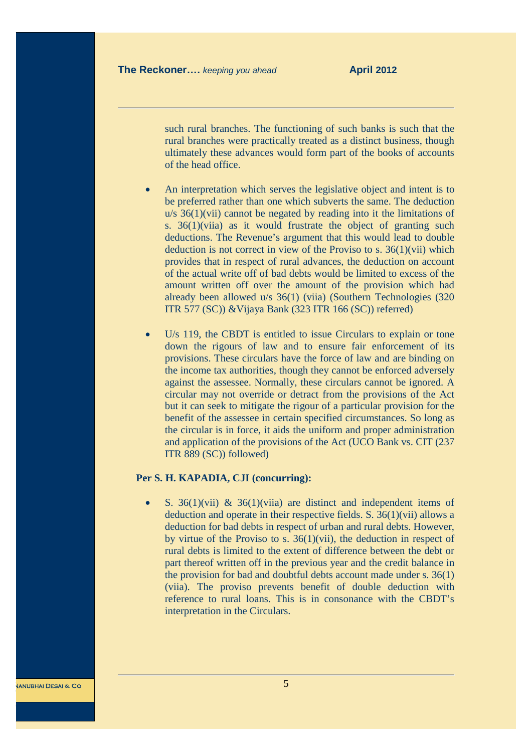such rural branches. The functioning of such banks is such that the rural branches were practically treated as a distinct business, though ultimately these advances would form part of the books of accounts of the head office.

- An interpretation which serves the legislative object and intent is to be preferred rather than one which subverts the same. The deduction u/s 36(1)(vii) cannot be negated by reading into it the limitations of s. 36(1)(viia) as it would frustrate the object of granting such deductions. The Revenue's argument that this would lead to double deduction is not correct in view of the Proviso to s. 36(1)(vii) which provides that in respect of rural advances, the deduction on account of the actual write off of bad debts would be limited to excess of the amount written off over the amount of the provision which had already been allowed u/s 36(1) (viia) (Southern Technologies (320 ITR 577 (SC)) &Vijaya Bank (323 ITR 166 (SC)) referred)

- U/s 119, the CBDT is entitled to issue Circulars to explain or tone down the rigours of law and to ensure fair enforcement of its provisions. These circulars have the force of law and are binding on the income tax authorities, though they cannot be enforced adversely against the assessee. Normally, these circulars cannot be ignored. A circular may not override or detract from the provisions of the Act but it can seek to mitigate the rigour of a particular provision for the benefit of the assessee in certain specified circumstances. So long as the circular is in force, it aids the uniform and proper administration and application of the provisions of the Act (UCO Bank vs. CIT (237 ITR 889 (SC)) followed)

**Per S. H. KAPADIA, CJI (concurring):**

- S. 36(1)(vii) & 36(1)(viia) are distinct and independent items of deduction and operate in their respective fields. S. 36(1)(vii) allows a deduction for bad debts in respect of urban and rural debts. However, by virtue of the Proviso to s. 36(1)(vii), the deduction in respect of rural debts is limited to the extent of difference between the debt or part thereof written off in the previous year and the credit balance in the provision for bad and doubtful debts account made under s. 36(1) (viia). The proviso prevents benefit of double deduction with reference to rural loans. This is in consonance with the CBDT's interpretation in the Circulars.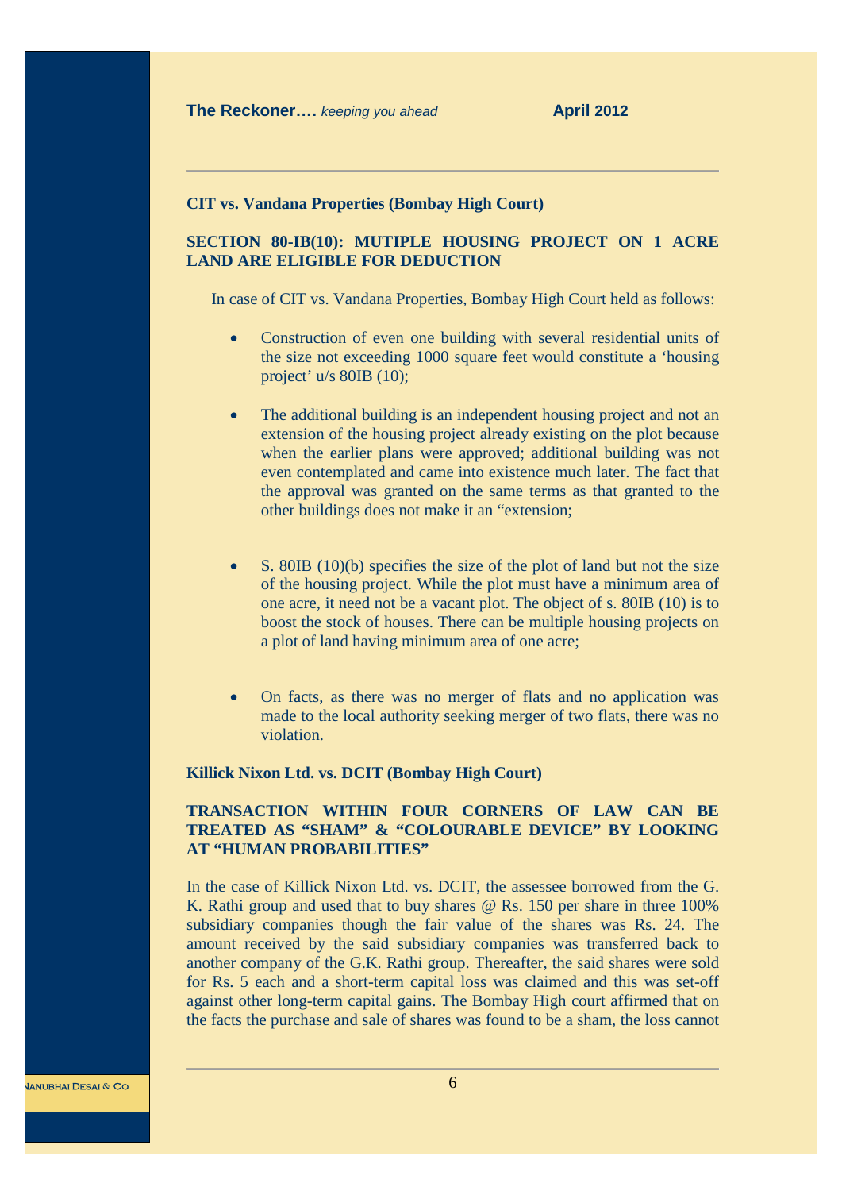**CIT vs. Vandana Properties (Bombay High Court)**

**SECTION 80-IB(10): MUTIPLE HOUSING PROJECT ON 1 ACRE LAND ARE ELIGIBLE FOR DEDUCTION**

In case of CIT vs. Vandana Properties, Bombay High Court held as follows:

- Construction of even one building with several residential units of the size not exceeding 1000 square feet would constitute a 'housing project' u/s 80IB (10);

- The additional building is an independent housing project and not an extension of the housing project already existing on the plot because when the earlier plans were approved; additional building was not even contemplated and came into existence much later. The fact that the approval was granted on the same terms as that granted to the other buildings does not make it an "extension;

- S. 80IB (10)(b) specifies the size of the plot of land but not the size of the housing project. While the plot must have a minimum area of one acre, it need not be a vacant plot. The object of s. 80IB (10) is to boost the stock of houses. There can be multiple housing projects on a plot of land having minimum area of one acre;

- On facts, as there was no merger of flats and no application was made to the local authority seeking merger of two flats, there was no violation.

**Killick Nixon Ltd. vs. DCIT (Bombay High Court)**

**TRANSACTION WITHIN FOUR CORNERS OF LAW CAN BE TREATED AS "SHAM" & "COLOURABLE DEVICE" BY LOOKING AT "HUMAN PROBABILITIES"**

In the case of Killick Nixon Ltd. vs. DCIT, the assessee borrowed from the G. K. Rathi group and used that to buy shares @ Rs. 150 per share in three 100% subsidiary companies though the fair value of the shares was Rs. 24. The amount received by the said subsidiary companies was transferred back to another company of the G.K. Rathi group. Thereafter, the said shares were sold for Rs. 5 each and a short-term capital loss was claimed and this was set-off against other long-term capital gains. The Bombay High court affirmed that on the facts the purchase and sale of shares was found to be a sham, the loss cannot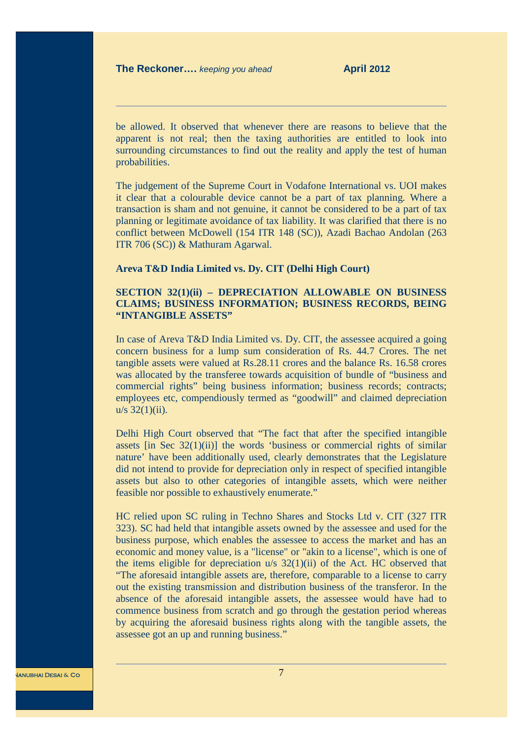be allowed. It observed that whenever there are reasons to believe that the apparent is not real; then the taxing authorities are entitled to look into surrounding circumstances to find out the reality and apply the test of human probabilities.

The judgement of the Supreme Court in Vodafone International vs. UOI makes it clear that a colourable device cannot be a part of tax planning. Where a transaction is sham and not genuine, it cannot be considered to be a part of tax planning or legitimate avoidance of tax liability. It was clarified that there is no conflict between McDowell (154 ITR 148 (SC)), Azadi Bachao Andolan (263 ITR 706 (SC)) & Mathuram Agarwal.

**Areva T&D India Limited vs. Dy. CIT (Delhi High Court)**

**SECTION 32(1)(ii) – DEPRECIATION ALLOWABLE ON BUSINESS CLAIMS; BUSINESS INFORMATION; BUSINESS RECORDS, BEING "INTANGIBLE ASSETS"**

In case of Areva T&D India Limited vs. Dy. CIT, the assessee acquired a going concern business for a lump sum consideration of Rs. 44.7 Crores. The net tangible assets were valued at Rs.28.11 crores and the balance Rs. 16.58 crores was allocated by the transferee towards acquisition of bundle of "business and commercial rights" being business information; business records; contracts; employees etc, compendiously termed as "goodwill" and claimed depreciation u/s 32(1)(ii).

Delhi High Court observed that "The fact that after the specified intangible assets [in Sec 32(1)(ii)] the words 'business or commercial rights of similar nature' have been additionally used, clearly demonstrates that the Legislature did not intend to provide for depreciation only in respect of specified intangible assets but also to other categories of intangible assets, which were neither feasible nor possible to exhaustively enumerate."

HC relied upon SC ruling in Techno Shares and Stocks Ltd v. CIT (327 ITR 323). SC had held that intangible assets owned by the assessee and used for the business purpose, which enables the assessee to access the market and has an economic and money value, is a "license" or "akin to a license", which is one of the items eligible for depreciation u/s 32(1)(ii) of the Act. HC observed that "The aforesaid intangible assets are, therefore, comparable to a license to carry out the existing transmission and distribution business of the transferor. In the absence of the aforesaid intangible assets, the assessee would have had to commence business from scratch and go through the gestation period whereas by acquiring the aforesaid business rights along with the tangible assets, the assessee got an up and running business."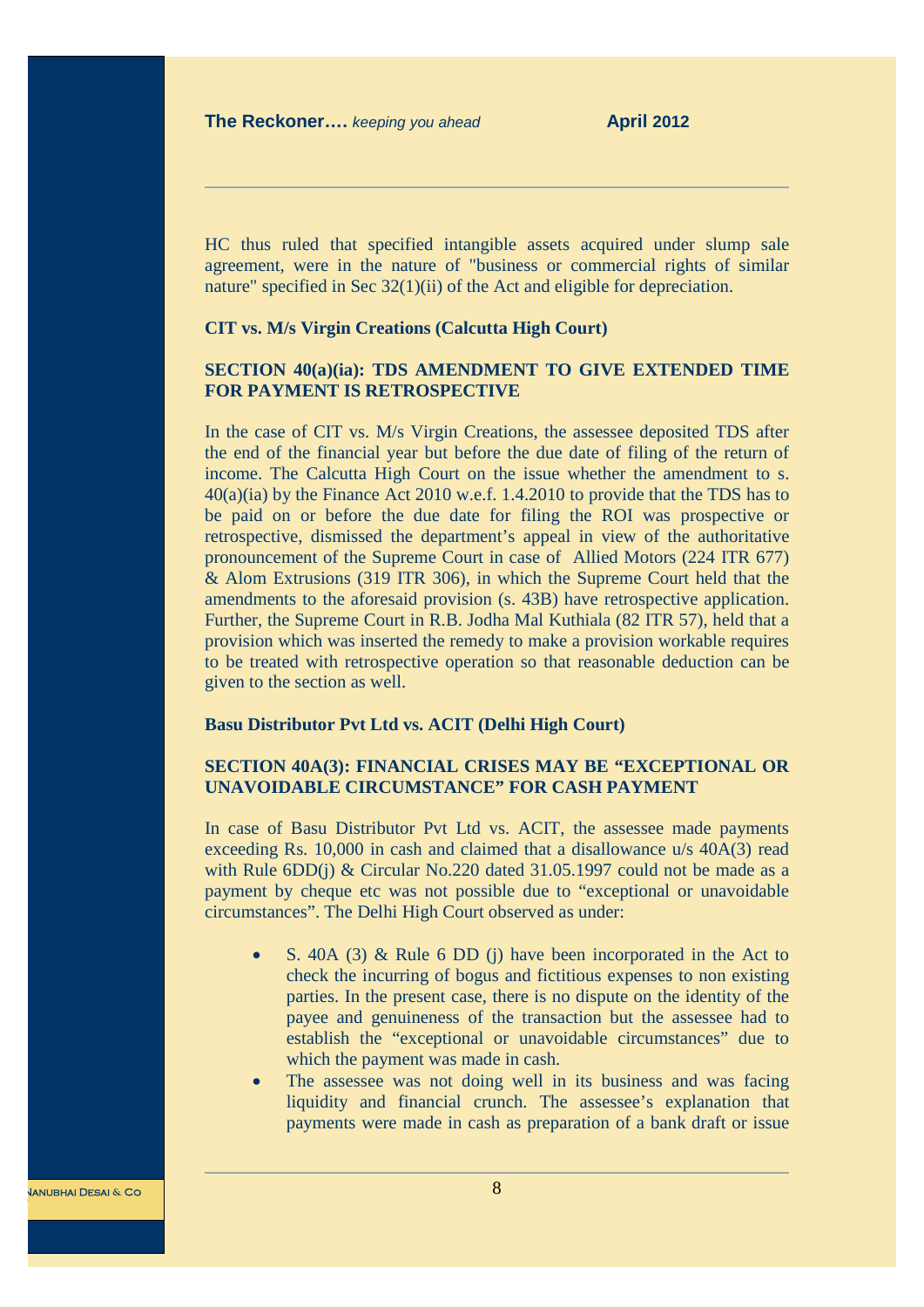HC thus ruled that specified intangible assets acquired under slump sale agreement, were in the nature of "business or commercial rights of similar nature" specified in Sec 32(1)(ii) of the Act and eligible for depreciation.

**CIT vs. M/s Virgin Creations (Calcutta High Court)**

**SECTION 40(a)(ia): TDS AMENDMENT TO GIVE EXTENDED TIME FOR PAYMENT IS RETROSPECTIVE**

In the case of CIT vs. M/s Virgin Creations, the assessee deposited TDS after the end of the financial year but before the due date of filing of the return of income. The Calcutta High Court on the issue whether the amendment to s. 40(a)(ia) by the Finance Act 2010 w.e.f. 1.4.2010 to provide that the TDS has to be paid on or before the due date for filing the ROI was prospective or retrospective, dismissed the department's appeal in view of the authoritative pronouncement of the Supreme Court in case of Allied Motors (224 ITR 677) & Alom Extrusions (319 ITR 306), in which the Supreme Court held that the amendments to the aforesaid provision (s. 43B) have retrospective application. Further, the Supreme Court in R.B. Jodha Mal Kuthiala (82 ITR 57), held that a provision which was inserted the remedy to make a provision workable requires to be treated with retrospective operation so that reasonable deduction can be given to the section as well.

**Basu Distributor Pvt Ltd vs. ACIT (Delhi High Court)**

**SECTION 40A(3): FINANCIAL CRISES MAY BE "EXCEPTIONAL OR UNAVOIDABLE CIRCUMSTANCE" FOR CASH PAYMENT**

In case of Basu Distributor Pvt Ltd vs. ACIT, the assessee made payments exceeding Rs. 10,000 in cash and claimed that a disallowance u/s 40A(3) read with Rule 6DD(j) & Circular No.220 dated 31.05.1997 could not be made as a payment by cheque etc was not possible due to "exceptional or unavoidable circumstances". The Delhi High Court observed as under:

- S. 40A (3) & Rule 6 DD (j) have been incorporated in the Act to check the incurring of bogus and fictitious expenses to non existing parties. In the present case, there is no dispute on the identity of the payee and genuineness of the transaction but the assessee had to establish the "exceptional or unavoidable circumstances" due to which the payment was made in cash.
- The assessee was not doing well in its business and was facing liquidity and financial crunch. The assessee's explanation that payments were made in cash as preparation of a bank draft or issue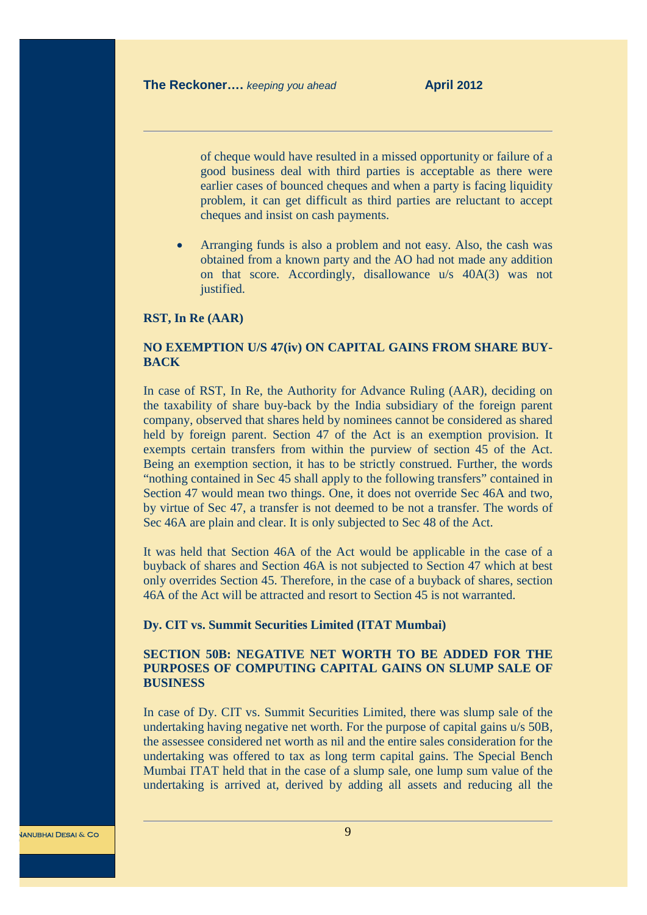of cheque would have resulted in a missed opportunity or failure of a good business deal with third parties is acceptable as there were earlier cases of bounced cheques and when a party is facing liquidity problem, it can get difficult as third parties are reluctant to accept cheques and insist on cash payments.

- Arranging funds is also a problem and not easy. Also, the cash was obtained from a known party and the AO had not made any addition on that score. Accordingly, disallowance u/s 40A(3) was not justified.

**RST, In Re (AAR)**

**NO EXEMPTION U/S 47(iv) ON CAPITAL GAINS FROM SHARE BUY-BACK**

In case of RST, In Re, the Authority for Advance Ruling (AAR), deciding on the taxability of share buy-back by the India subsidiary of the foreign parent company, observed that shares held by nominees cannot be considered as shared held by foreign parent. Section 47 of the Act is an exemption provision. It exempts certain transfers from within the purview of section 45 of the Act. Being an exemption section, it has to be strictly construed. Further, the words “nothing contained in Sec 45 shall apply to the following transfers” contained in Section 47 would mean two things. One, it does not override Sec 46A and two, by virtue of Sec 47, a transfer is not deemed to be not a transfer. The words of Sec 46A are plain and clear. It is only subjected to Sec 48 of the Act.

It was held that Section 46A of the Act would be applicable in the case of a buyback of shares and Section 46A is not subjected to Section 47 which at best only overrides Section 45. Therefore, in the case of a buyback of shares, section 46A of the Act will be attracted and resort to Section 45 is not warranted.

**Dy. CIT vs. Summit Securities Limited (ITAT Mumbai)**

**SECTION 50B: NEGATIVE NET WORTH TO BE ADDED FOR THE PURPOSES OF COMPUTING CAPITAL GAINS ON SLUMP SALE OF BUSINESS**

In case of Dy. CIT vs. Summit Securities Limited, there was slump sale of the undertaking having negative net worth. For the purpose of capital gains u/s 50B, the assessee considered net worth as nil and the entire sales consideration for the undertaking was offered to tax as long term capital gains. The Special Bench Mumbai ITAT held that in the case of a slump sale, one lump sum value of the undertaking is arrived at, derived by adding all assets and reducing all the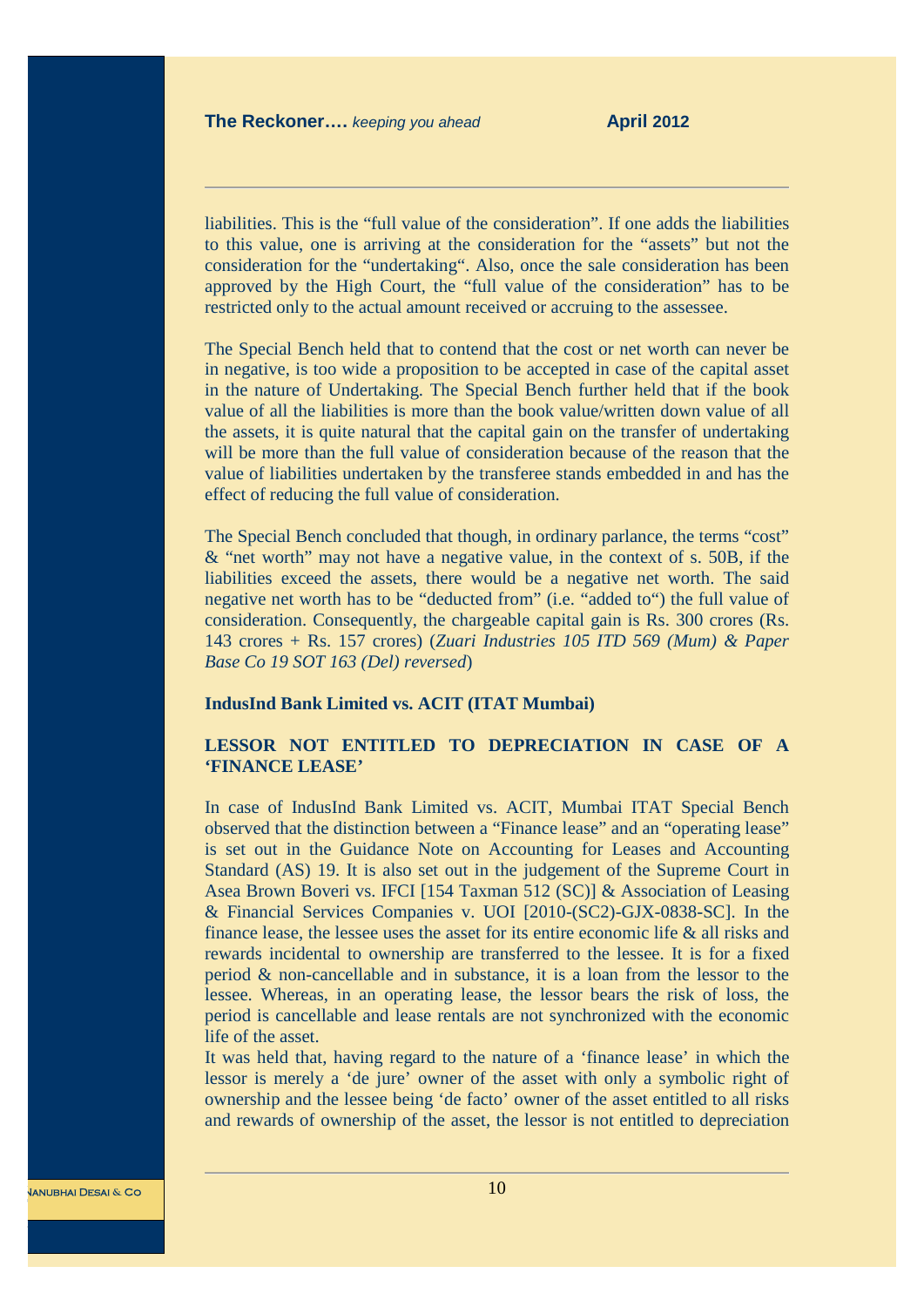liabilities. This is the “full value of the consideration”. If one adds the liabilities to this value, one is arriving at the consideration for the “assets” but not the consideration for the “undertaking“. Also, once the sale consideration has been approved by the High Court, the “full value of the consideration” has to be restricted only to the actual amount received or accruing to the assessee.

The Special Bench held that to contend that the cost or net worth can never be in negative, is too wide a proposition to be accepted in case of the capital asset in the nature of Undertaking. The Special Bench further held that if the book value of all the liabilities is more than the book value/written down value of all the assets, it is quite natural that the capital gain on the transfer of undertaking will be more than the full value of consideration because of the reason that the value of liabilities undertaken by the transferee stands embedded in and has the effect of reducing the full value of consideration.

The Special Bench concluded that though, in ordinary parlance, the terms “cost” & “net worth” may not have a negative value, in the context of s. 50B, if the liabilities exceed the assets, there would be a negative net worth. The said negative net worth has to be “deducted from” (i.e. “added to“) the full value of consideration. Consequently, the chargeable capital gain is Rs. 300 crores (Rs. 143 crores + Rs. 157 crores) (*Zuari Industries 105 ITD 569 (Mum) & Paper Base Co 19 SOT 163 (Del) reversed*)

**IndusInd Bank Limited vs. ACIT (ITAT Mumbai)**

**LESSOR NOT ENTITLED TO DEPRECIATION IN CASE OF A ‘FINANCE LEASE’**

In case of IndusInd Bank Limited vs. ACIT, Mumbai ITAT Special Bench observed that the distinction between a “Finance lease” and an “operating lease” is set out in the Guidance Note on Accounting for Leases and Accounting Standard (AS) 19. It is also set out in the judgement of the Supreme Court in Asea Brown Boveri vs. IFCI [154 Taxman 512 (SC)] & Association of Leasing & Financial Services Companies v. UOI [2010-(SC2)-GJX-0838-SC]. In the finance lease, the lessee uses the asset for its entire economic life & all risks and rewards incidental to ownership are transferred to the lessee. It is for a fixed period & non-cancellable and in substance, it is a loan from the lessor to the lessee. Whereas, in an operating lease, the lessor bears the risk of loss, the period is cancellable and lease rentals are not synchronized with the economic life of the asset.

It was held that, having regard to the nature of a ‘finance lease’ in which the lessor is merely a ‘de jure’ owner of the asset with only a symbolic right of ownership and the lessee being ‘de facto’ owner of the asset entitled to all risks and rewards of ownership of the asset, the lessor is not entitled to depreciation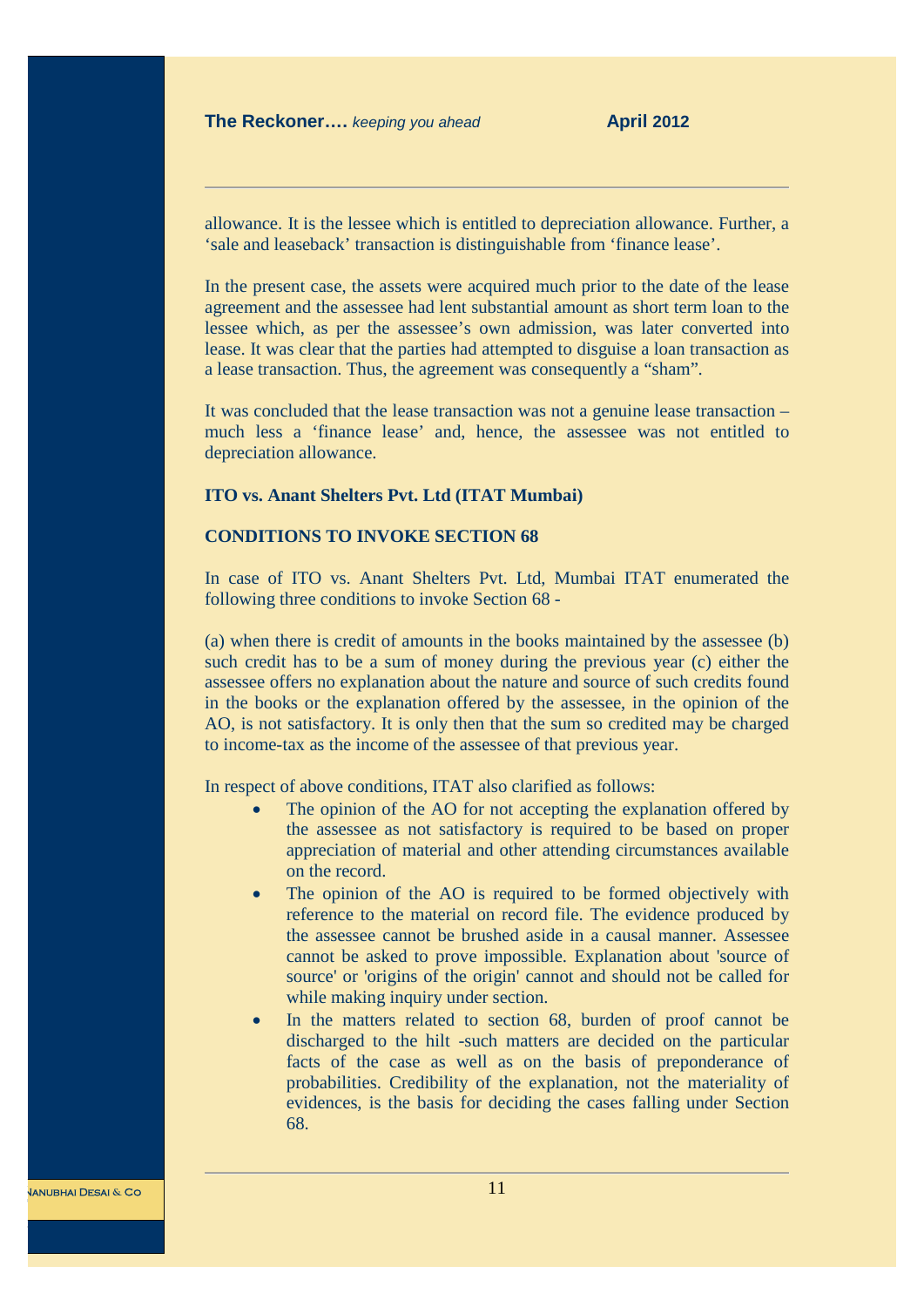allowance. It is the lessee which is entitled to depreciation allowance. Further, a 'sale and leaseback' transaction is distinguishable from 'finance lease'.

In the present case, the assets were acquired much prior to the date of the lease agreement and the assessee had lent substantial amount as short term loan to the lessee which, as per the assessee's own admission, was later converted into lease. It was clear that the parties had attempted to disguise a loan transaction as a lease transaction. Thus, the agreement was consequently a "sham".

It was concluded that the lease transaction was not a genuine lease transaction – much less a 'finance lease' and, hence, the assessee was not entitled to depreciation allowance.

**ITO vs. Anant Shelters Pvt. Ltd (ITAT Mumbai)**

**CONDITIONS TO INVOKE SECTION 68**

In case of ITO vs. Anant Shelters Pvt. Ltd, Mumbai ITAT enumerated the following three conditions to invoke Section 68 -

(a) when there is credit of amounts in the books maintained by the assessee (b) such credit has to be a sum of money during the previous year (c) either the assessee offers no explanation about the nature and source of such credits found in the books or the explanation offered by the assessee, in the opinion of the AO, is not satisfactory. It is only then that the sum so credited may be charged to income-tax as the income of the assessee of that previous year.

In respect of above conditions, ITAT also clarified as follows:

- The opinion of the AO for not accepting the explanation offered by the assessee as not satisfactory is required to be based on proper appreciation of material and other attending circumstances available on the record.
- The opinion of the AO is required to be formed objectively with reference to the material on record file. The evidence produced by the assessee cannot be brushed aside in a causal manner. Assessee cannot be asked to prove impossible. Explanation about 'source of source' or 'origins of the origin' cannot and should not be called for while making inquiry under section.
- In the matters related to section 68, burden of proof cannot be discharged to the hilt -such matters are decided on the particular facts of the case as well as on the basis of preponderance of probabilities. Credibility of the explanation, not the materiality of evidences, is the basis for deciding the cases falling under Section 68.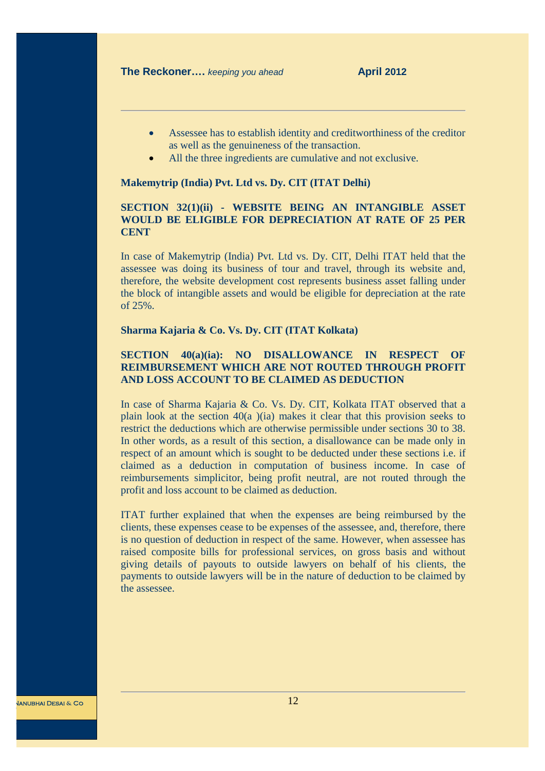- Assessee has to establish identity and creditworthiness of the creditor as well as the genuineness of the transaction.
- All the three ingredients are cumulative and not exclusive.

**Makemytrip (India) Pvt. Ltd vs. Dy. CIT (ITAT Delhi)**

**SECTION 32(1)(ii) - WEBSITE BEING AN INTANGIBLE ASSET WOULD BE ELIGIBLE FOR DEPRECIATION AT RATE OF 25 PER CENT**

In case of Makemytrip (India) Pvt. Ltd vs. Dy. CIT, Delhi ITAT held that the assessee was doing its business of tour and travel, through its website and, therefore, the website development cost represents business asset falling under the block of intangible assets and would be eligible for depreciation at the rate of 25%.

**Sharma Kajaria & Co. Vs. Dy. CIT (ITAT Kolkata)**

**SECTION 40(a)(ia): NO DISALLOWANCE IN RESPECT OF REIMBURSEMENT WHICH ARE NOT ROUTED THROUGH PROFIT AND LOSS ACCOUNT TO BE CLAIMED AS DEDUCTION**

In case of Sharma Kajaria & Co. Vs. Dy. CIT, Kolkata ITAT observed that a plain look at the section 40(a )(ia) makes it clear that this provision seeks to restrict the deductions which are otherwise permissible under sections 30 to 38. In other words, as a result of this section, a disallowance can be made only in respect of an amount which is sought to be deducted under these sections i.e. if claimed as a deduction in computation of business income. In case of reimbursements simplicitor, being profit neutral, are not routed through the profit and loss account to be claimed as deduction.

ITAT further explained that when the expenses are being reimbursed by the clients, these expenses cease to be expenses of the assessee, and, therefore, there is no question of deduction in respect of the same. However, when assessee has raised composite bills for professional services, on gross basis and without giving details of payouts to outside lawyers on behalf of his clients, the payments to outside lawyers will be in the nature of deduction to be claimed by the assessee.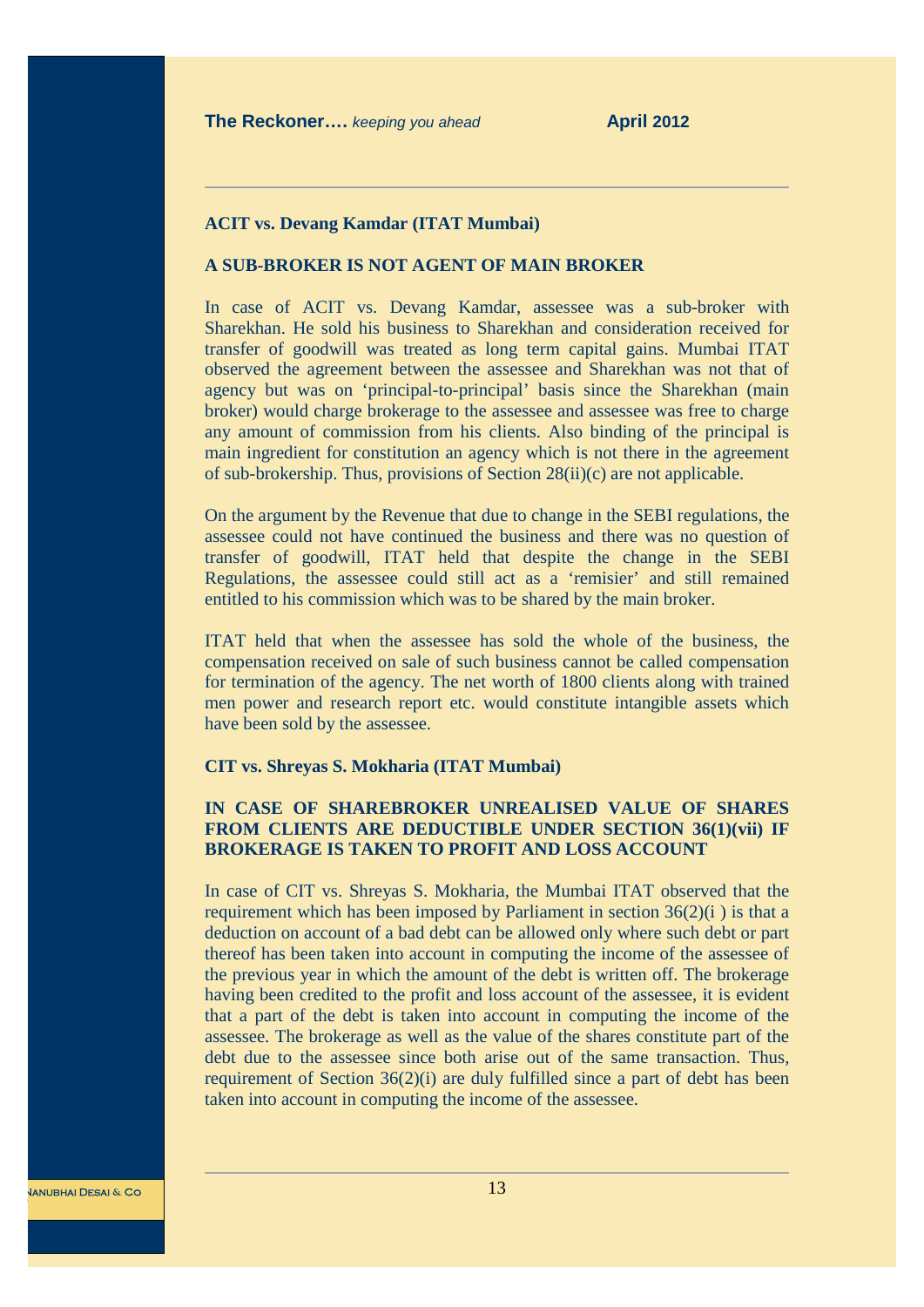**ACIT vs. Devang Kamdar (ITAT Mumbai)**

**A SUB-BROKER IS NOT AGENT OF MAIN BROKER**

In case of ACIT vs. Devang Kamdar, assessee was a sub-broker with Sharekhan. He sold his business to Sharekhan and consideration received for transfer of goodwill was treated as long term capital gains. Mumbai ITAT observed the agreement between the assessee and Sharekhan was not that of agency but was on 'principal-to-principal' basis since the Sharekhan (main broker) would charge brokerage to the assessee and assessee was free to charge any amount of commission from his clients. Also binding of the principal is main ingredient for constitution an agency which is not there in the agreement of sub-brokership. Thus, provisions of Section 28(ii)(c) are not applicable.

On the argument by the Revenue that due to change in the SEBI regulations, the assessee could not have continued the business and there was no question of transfer of goodwill, ITAT held that despite the change in the SEBI Regulations, the assessee could still act as a 'remisier' and still remained entitled to his commission which was to be shared by the main broker.

ITAT held that when the assessee has sold the whole of the business, the compensation received on sale of such business cannot be called compensation for termination of the agency. The net worth of 1800 clients along with trained men power and research report etc. would constitute intangible assets which have been sold by the assessee.

**CIT vs. Shreyas S. Mokharia (ITAT Mumbai)**

**IN CASE OF SHAREBROKER UNREALISED VALUE OF SHARES FROM CLIENTS ARE DEDUCTIBLE UNDER SECTION 36(1)(vii) IF BROKERAGE IS TAKEN TO PROFIT AND LOSS ACCOUNT**

In case of CIT vs. Shreyas S. Mokharia, the Mumbai ITAT observed that the requirement which has been imposed by Parliament in section 36(2)(i ) is that a deduction on account of a bad debt can be allowed only where such debt or part thereof has been taken into account in computing the income of the assessee of the previous year in which the amount of the debt is written off. The brokerage having been credited to the profit and loss account of the assessee, it is evident that a part of the debt is taken into account in computing the income of the assessee. The brokerage as well as the value of the shares constitute part of the debt due to the assessee since both arise out of the same transaction. Thus, requirement of Section 36(2)(i) are duly fulfilled since a part of debt has been taken into account in computing the income of the assessee.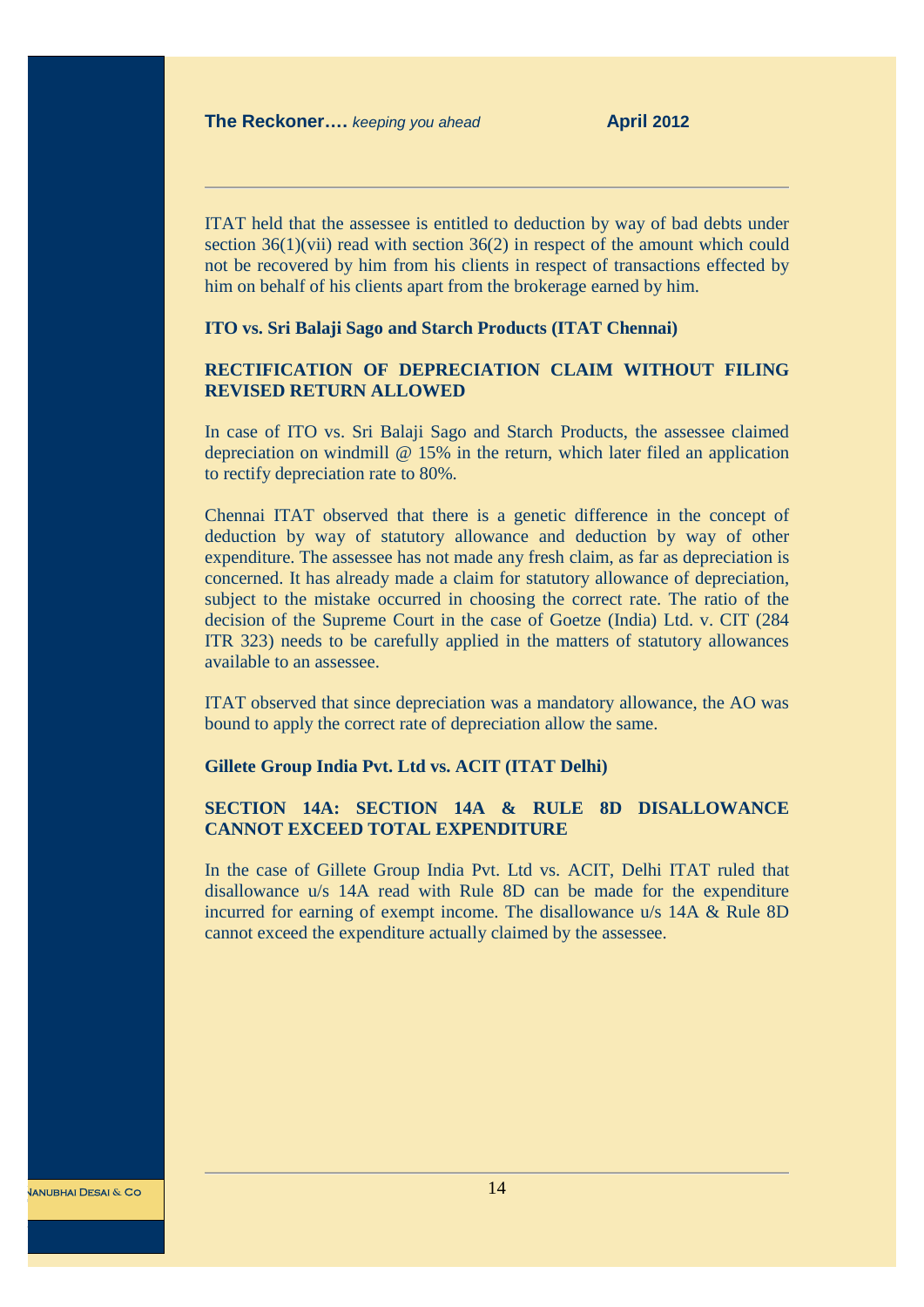ITAT held that the assessee is entitled to deduction by way of bad debts under section 36(1)(vii) read with section 36(2) in respect of the amount which could not be recovered by him from his clients in respect of transactions effected by him on behalf of his clients apart from the brokerage earned by him.

**ITO vs. Sri Balaji Sago and Starch Products (ITAT Chennai)**

**RECTIFICATION OF DEPRECIATION CLAIM WITHOUT FILING REVISED RETURN ALLOWED**

In case of ITO vs. Sri Balaji Sago and Starch Products, the assessee claimed depreciation on windmill @ 15% in the return, which later filed an application to rectify depreciation rate to 80%.

Chennai ITAT observed that there is a genetic difference in the concept of deduction by way of statutory allowance and deduction by way of other expenditure. The assessee has not made any fresh claim, as far as depreciation is concerned. It has already made a claim for statutory allowance of depreciation, subject to the mistake occurred in choosing the correct rate. The ratio of the decision of the Supreme Court in the case of Goetze (India) Ltd. v. CIT (284 ITR 323) needs to be carefully applied in the matters of statutory allowances available to an assessee.

ITAT observed that since depreciation was a mandatory allowance, the AO was bound to apply the correct rate of depreciation allow the same.

**Gillete Group India Pvt. Ltd vs. ACIT (ITAT Delhi)**

**SECTION 14A: SECTION 14A & RULE 8D DISALLOWANCE CANNOT EXCEED TOTAL EXPENDITURE**

In the case of Gillete Group India Pvt. Ltd vs. ACIT, Delhi ITAT ruled that disallowance u/s 14A read with Rule 8D can be made for the expenditure incurred for earning of exempt income. The disallowance u/s 14A & Rule 8D cannot exceed the expenditure actually claimed by the assessee.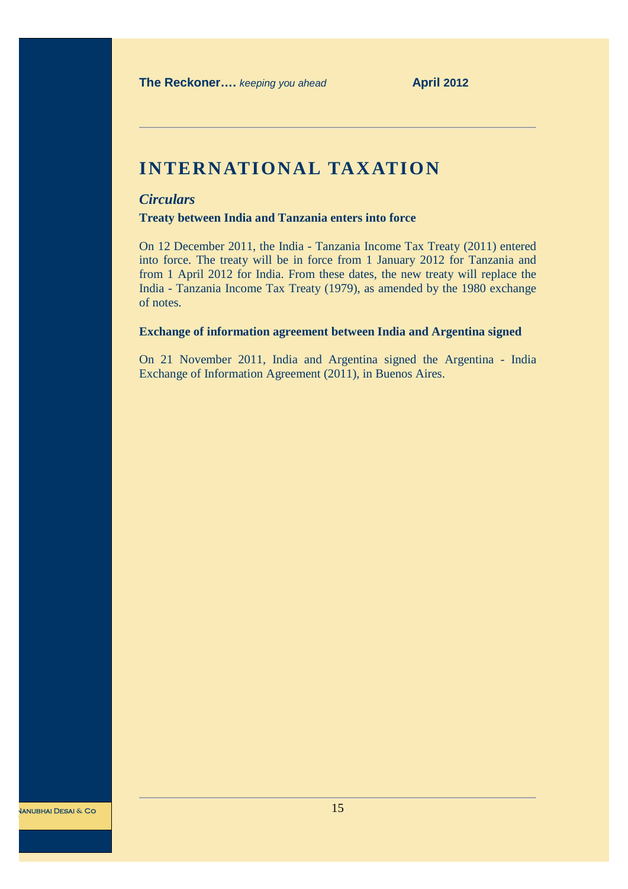# INTERNATIONAL TAXATION

## *Circulars*

**Treaty between India and Tanzania enters into force**

On 12 December 2011, the India - Tanzania Income Tax Treaty (2011) entered into force. The treaty will be in force from 1 January 2012 for Tanzania and from 1 April 2012 for India. From these dates, the new treaty will replace the India - Tanzania Income Tax Treaty (1979), as amended by the 1980 exchange of notes.

**Exchange of information agreement between India and Argentina signed**

On 21 November 2011, India and Argentina signed the Argentina - India Exchange of Information Agreement (2011), in Buenos Aires.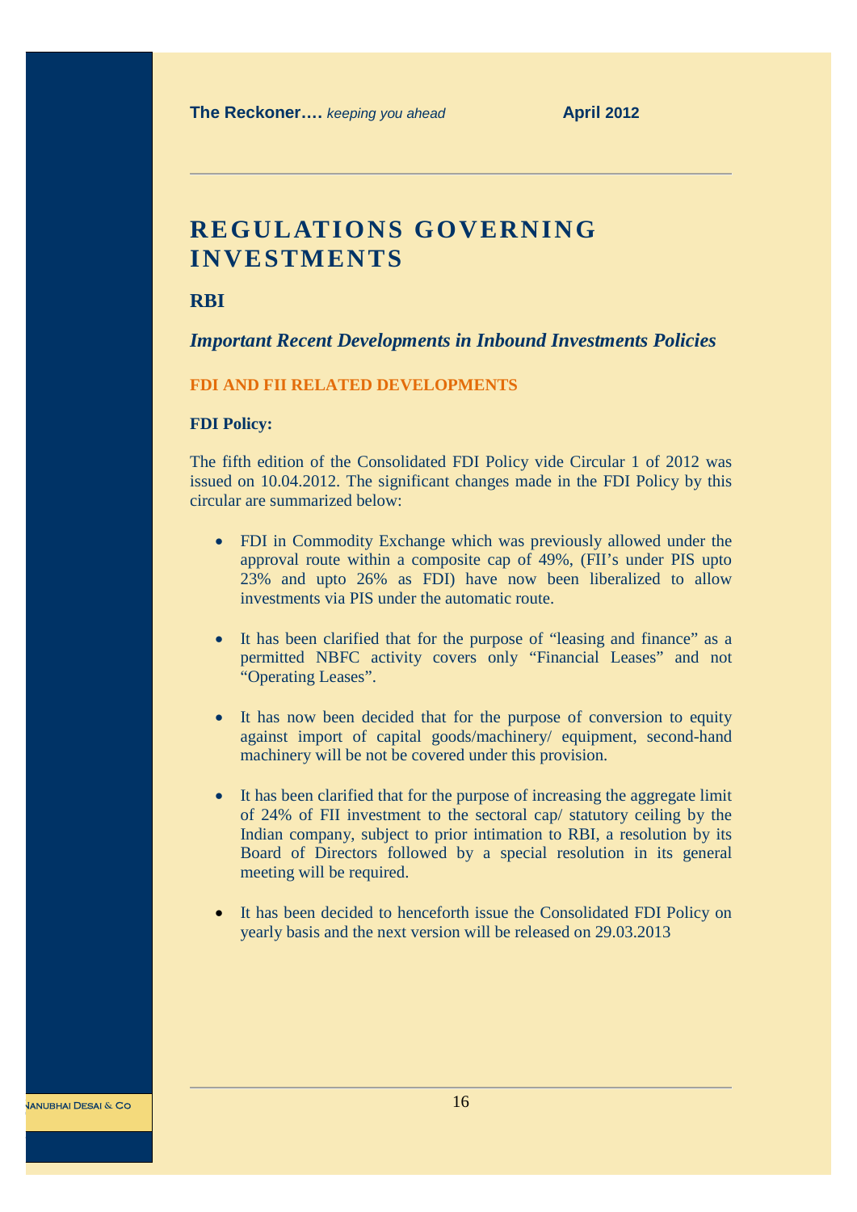# REGULATIONS GOVERNING INVESTMENTS

## RBI

### *Important Recent Developments in Inbound Investments Policies*

**FDI AND FII RELATED DEVELOPMENTS**

**FDI Policy:**

The fifth edition of the Consolidated FDI Policy vide Circular 1 of 2012 was issued on 10.04.2012. The significant changes made in the FDI Policy by this circular are summarized below:

- FDI in Commodity Exchange which was previously allowed under the approval route within a composite cap of 49%, (FII's under PIS upto 23% and upto 26% as FDI) have now been liberalized to allow investments via PIS under the automatic route.

- It has been clarified that for the purpose of "leasing and finance" as a permitted NBFC activity covers only "Financial Leases" and not "Operating Leases".

- It has now been decided that for the purpose of conversion to equity against import of capital goods/machinery/ equipment, second-hand machinery will be not be covered under this provision.

- It has been clarified that for the purpose of increasing the aggregate limit of 24% of FII investment to the sectoral cap/ statutory ceiling by the Indian company, subject to prior intimation to RBI, a resolution by its Board of Directors followed by a special resolution in its general meeting will be required.

- It has been decided to henceforth issue the Consolidated FDI Policy on yearly basis and the next version will be released on 29.03.2013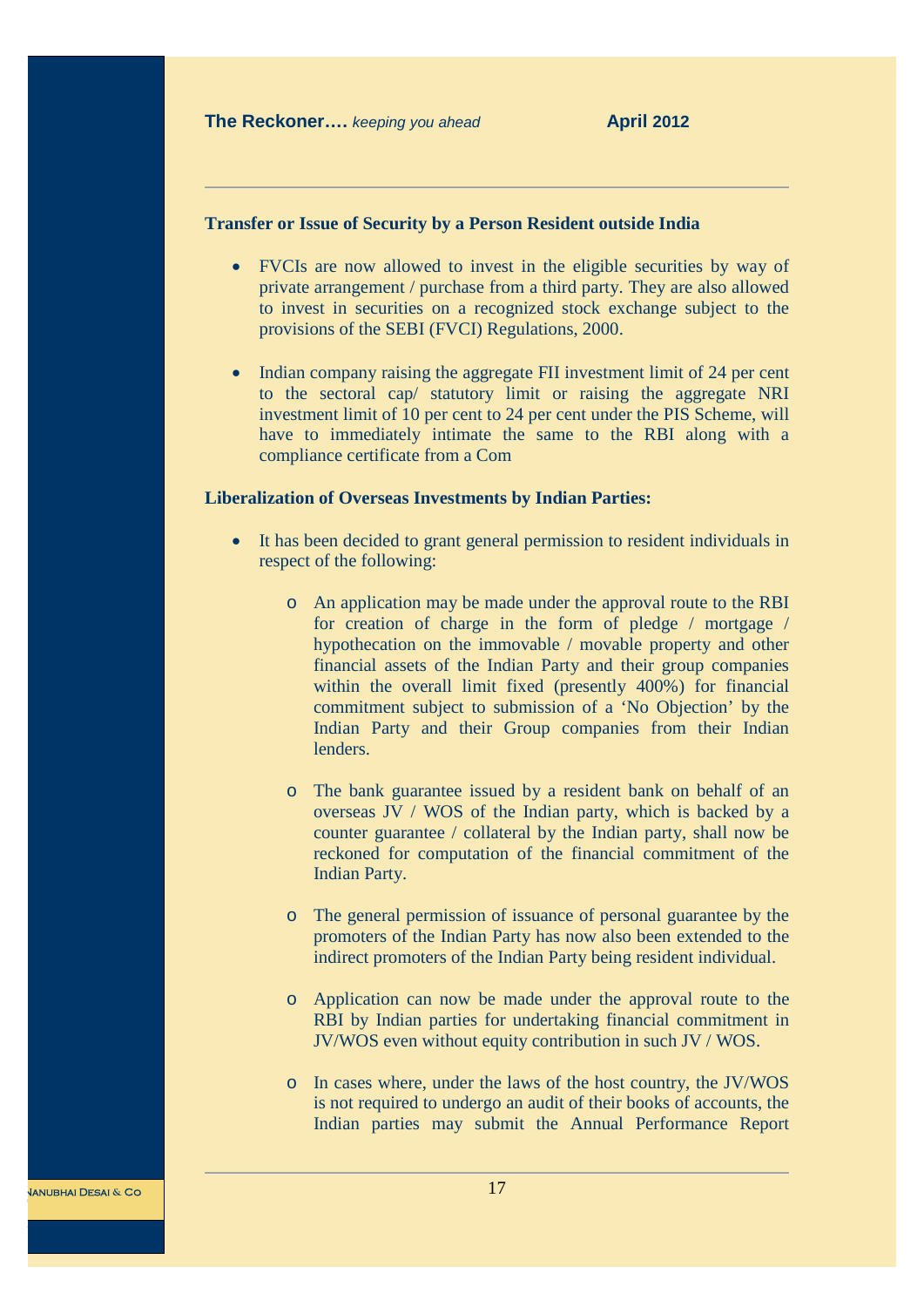**Transfer or Issue of Security by a Person Resident outside India**

- FVCIs are now allowed to invest in the eligible securities by way of private arrangement / purchase from a third party. They are also allowed to invest in securities on a recognized stock exchange subject to the provisions of the SEBI (FVCI) Regulations, 2000.

- Indian company raising the aggregate FII investment limit of 24 per cent to the sectoral cap/ statutory limit or raising the aggregate NRI investment limit of 10 per cent to 24 per cent under the PIS Scheme, will have to immediately intimate the same to the RBI along with a compliance certificate from a Com

**Liberalization of Overseas Investments by Indian Parties:**

- It has been decided to grant general permission to resident individuals in respect of the following:

  - An application may be made under the approval route to the RBI for creation of charge in the form of pledge / mortgage / hypothecation on the immovable / movable property and other financial assets of the Indian Party and their group companies within the overall limit fixed (presently 400%) for financial commitment subject to submission of a 'No Objection' by the Indian Party and their Group companies from their Indian lenders.

  - The bank guarantee issued by a resident bank on behalf of an overseas JV / WOS of the Indian party, which is backed by a counter guarantee / collateral by the Indian party, shall now be reckoned for computation of the financial commitment of the Indian Party.

  - The general permission of issuance of personal guarantee by the promoters of the Indian Party has now also been extended to the indirect promoters of the Indian Party being resident individual.

  - Application can now be made under the approval route to the RBI by Indian parties for undertaking financial commitment in JV/WOS even without equity contribution in such JV / WOS.

  - In cases where, under the laws of the host country, the JV/WOS is not required to undergo an audit of their books of accounts, the Indian parties may submit the Annual Performance Report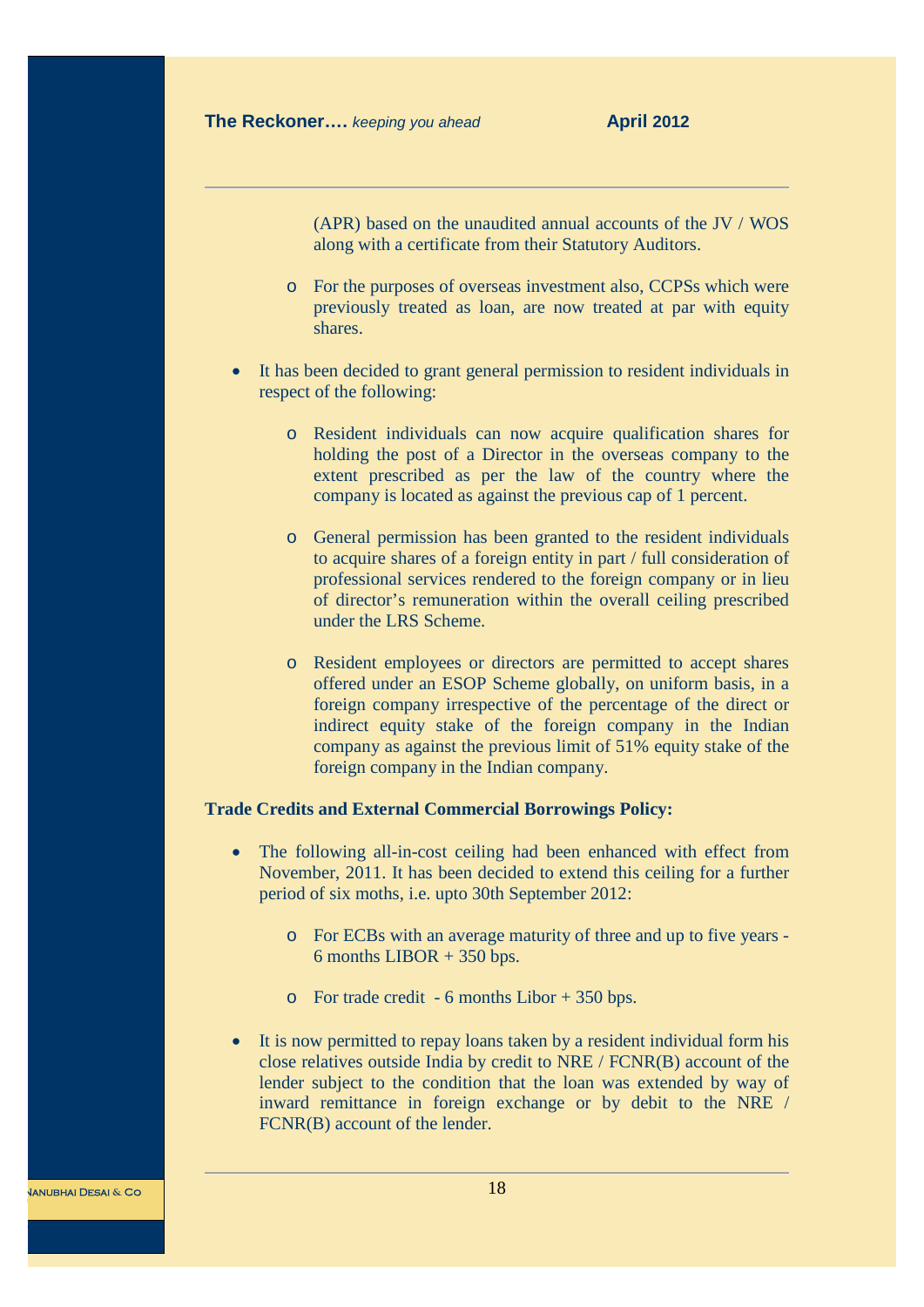(APR) based on the unaudited annual accounts of the JV / WOS along with a certificate from their Statutory Auditors.

    - For the purposes of overseas investment also, CCPSs which were previously treated as loan, are now treated at par with equity shares.

- It has been decided to grant general permission to resident individuals in respect of the following:

    - Resident individuals can now acquire qualification shares for holding the post of a Director in the overseas company to the extent prescribed as per the law of the country where the company is located as against the previous cap of 1 percent.

    - General permission has been granted to the resident individuals to acquire shares of a foreign entity in part / full consideration of professional services rendered to the foreign company or in lieu of director's remuneration within the overall ceiling prescribed under the LRS Scheme.

    - Resident employees or directors are permitted to accept shares offered under an ESOP Scheme globally, on uniform basis, in a foreign company irrespective of the percentage of the direct or indirect equity stake of the foreign company in the Indian company as against the previous limit of 51% equity stake of the foreign company in the Indian company.

**Trade Credits and External Commercial Borrowings Policy:**

- The following all-in-cost ceiling had been enhanced with effect from November, 2011. It has been decided to extend this ceiling for a further period of six moths, i.e. upto 30th September 2012:

    - For ECBs with an average maturity of three and up to five years - 6 months LIBOR + 350 bps.

    - For trade credit - 6 months Libor + 350 bps.

- It is now permitted to repay loans taken by a resident individual form his close relatives outside India by credit to NRE / FCNR(B) account of the lender subject to the condition that the loan was extended by way of inward remittance in foreign exchange or by debit to the NRE / FCNR(B) account of the lender.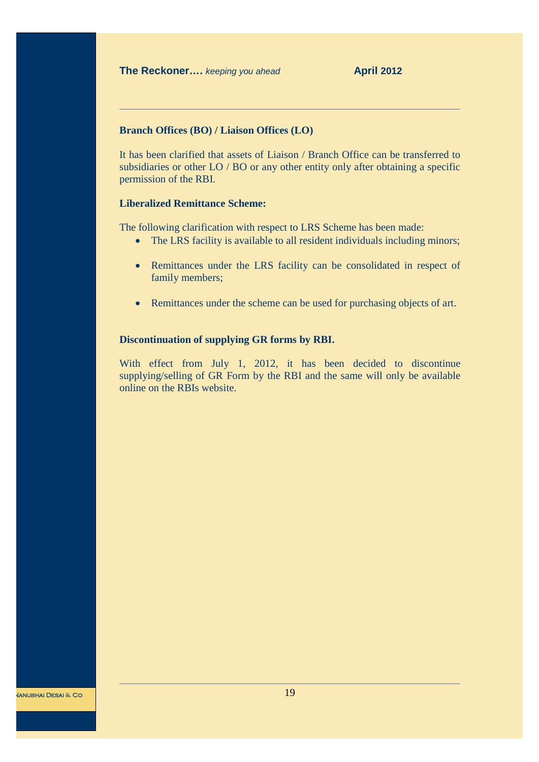**Branch Offices (BO) / Liaison Offices (LO)**

It has been clarified that assets of Liaison / Branch Office can be transferred to subsidiaries or other LO / BO or any other entity only after obtaining a specific permission of the RBI.

**Liberalized Remittance Scheme:**

The following clarification with respect to LRS Scheme has been made:

- The LRS facility is available to all resident individuals including minors;
- Remittances under the LRS facility can be consolidated in respect of family members;
- Remittances under the scheme can be used for purchasing objects of art.

**Discontinuation of supplying GR forms by RBI.**

With effect from July 1, 2012, it has been decided to discontinue supplying/selling of GR Form by the RBI and the same will only be available online on the RBIs website.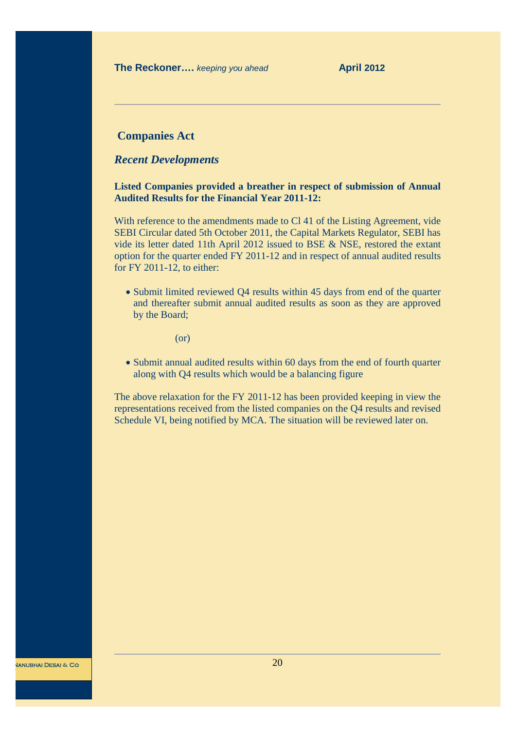## Companies Act

### *Recent Developments*

**Listed Companies provided a breather in respect of submission of Annual Audited Results for the Financial Year 2011-12:**

With reference to the amendments made to Cl 41 of the Listing Agreement, vide SEBI Circular dated 5th October 2011, the Capital Markets Regulator, SEBI has vide its letter dated 11th April 2012 issued to BSE & NSE, restored the extant option for the quarter ended FY 2011-12 and in respect of annual audited results for FY 2011-12, to either:

- Submit limited reviewed Q4 results within 45 days from end of the quarter and thereafter submit annual audited results as soon as they are approved by the Board;

(or)

- Submit annual audited results within 60 days from the end of fourth quarter along with Q4 results which would be a balancing figure

The above relaxation for the FY 2011-12 has been provided keeping in view the representations received from the listed companies on the Q4 results and revised Schedule VI, being notified by MCA. The situation will be reviewed later on.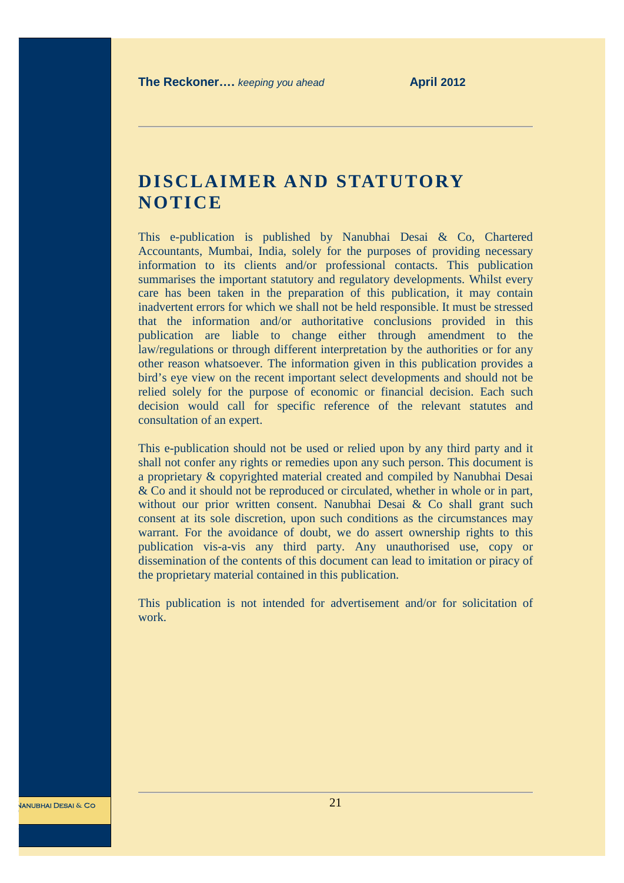# DISCLAIMER AND STATUTORY NOTICE

This e-publication is published by Nanubhai Desai & Co, Chartered Accountants, Mumbai, India, solely for the purposes of providing necessary information to its clients and/or professional contacts. This publication summarises the important statutory and regulatory developments. Whilst every care has been taken in the preparation of this publication, it may contain inadvertent errors for which we shall not be held responsible. It must be stressed that the information and/or authoritative conclusions provided in this publication are liable to change either through amendment to the law/regulations or through different interpretation by the authorities or for any other reason whatsoever. The information given in this publication provides a bird's eye view on the recent important select developments and should not be relied solely for the purpose of economic or financial decision. Each such decision would call for specific reference of the relevant statutes and consultation of an expert.

This e-publication should not be used or relied upon by any third party and it shall not confer any rights or remedies upon any such person. This document is a proprietary & copyrighted material created and compiled by Nanubhai Desai & Co and it should not be reproduced or circulated, whether in whole or in part, without our prior written consent. Nanubhai Desai & Co shall grant such consent at its sole discretion, upon such conditions as the circumstances may warrant. For the avoidance of doubt, we do assert ownership rights to this publication vis-a-vis any third party. Any unauthorised use, copy or dissemination of the contents of this document can lead to imitation or piracy of the proprietary material contained in this publication.

This publication is not intended for advertisement and/or for solicitation of work.